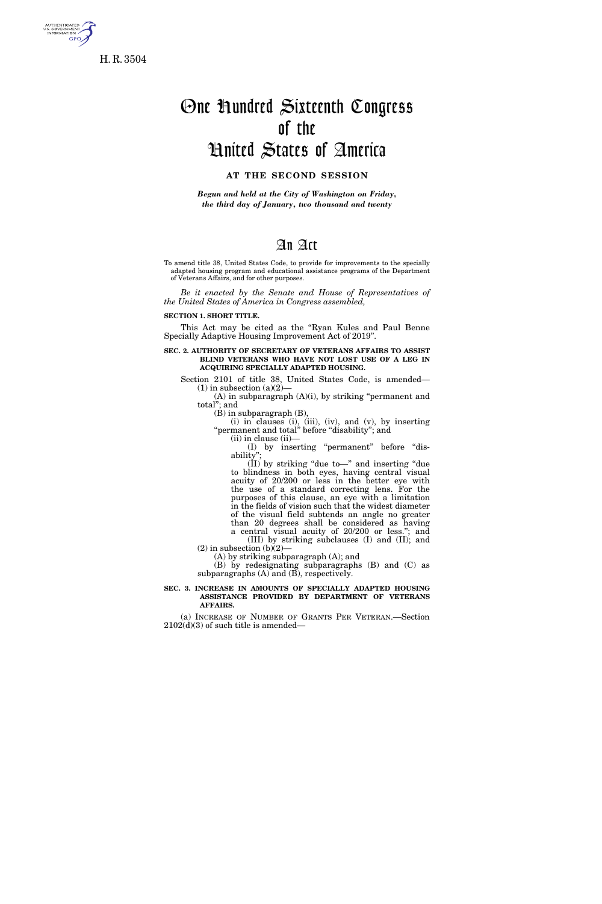H. R. 3504

# One Hundred Sixteenth Congress of the United States of America

**AT THE SECOND SESSION**

*Begun and held at the City of Washington on Friday, the third day of January, two thousand and twenty*

# An Act

To amend title 38, United States Code, to provide for improvements to the specially adapted housing program and educational assistance programs of the Department of Veterans Affairs, and for other purposes.

*Be it enacted by the Senate and House of Representatives of the United States of America in Congress assembled,*

**SECTION 1. SHORT TITLE.**

This Act may be cited as the "Ryan Kules and Paul Benne Specially Adaptive Housing Improvement Act of 2019".

**SEC. 2. AUTHORITY OF SECRETARY OF VETERANS AFFAIRS TO ASSIST BLIND VETERANS WHO HAVE NOT LOST USE OF A LEG IN ACQUIRING SPECIALLY ADAPTED HOUSING.**

Section 2101 of title 38, United States Code, is amended—

(1) in subsection (a)(2)—

(A) in subparagraph (A)(i), by striking "permanent and total"; and

(B) in subparagraph (B),

(i) in clauses (i), (iii), (iv), and (v), by inserting "permanent and total" before "disability"; and

(ii) in clause (ii)—

(I) by inserting "permanent" before "disability";

(II) by striking "due to—" and inserting "due to blindness in both eyes, having central visual acuity of 20/200 or less in the better eye with the use of a standard correcting lens. For the purposes of this clause, an eye with a limitation in the fields of vision such that the widest diameter of the visual field subtends an angle no greater than 20 degrees shall be considered as having a central visual acuity of 20/200 or less."; and

(III) by striking subclauses (I) and (II); and

(2) in subsection (b)(2)—

(A) by striking subparagraph (A); and

(B) by redesignating subparagraphs (B) and (C) as subparagraphs (A) and (B), respectively.

**SEC. 3. INCREASE IN AMOUNTS OF SPECIALLY ADAPTED HOUSING ASSISTANCE PROVIDED BY DEPARTMENT OF VETERANS AFFAIRS.**

(a) INCREASE OF NUMBER OF GRANTS PER VETERAN.—Section 2102(d)(3) of such title is amended—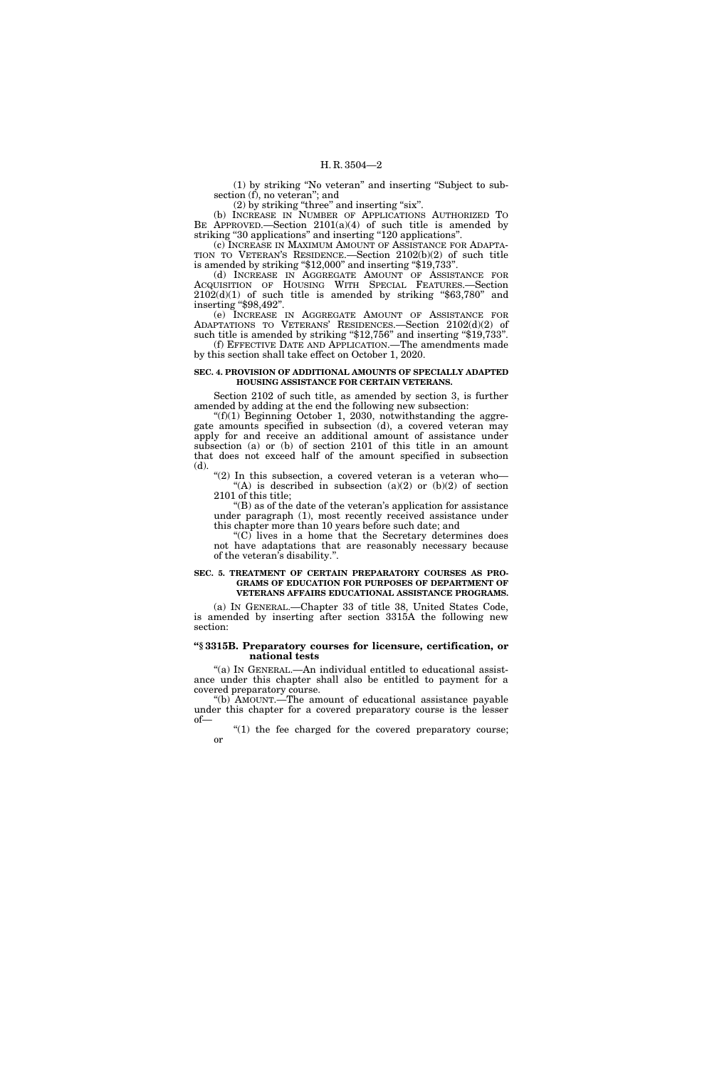(1) by striking "No veteran" and inserting "Subject to subsection (f), no veteran"; and

(2) by striking "three" and inserting "six".

(b) INCREASE IN NUMBER OF APPLICATIONS AUTHORIZED TO BE APPROVED.—Section 2101(a)(4) of such title is amended by striking "30 applications" and inserting "120 applications".

(c) INCREASE IN MAXIMUM AMOUNT OF ASSISTANCE FOR ADAPTATION TO VETERAN'S RESIDENCE.—Section 2102(b)(2) of such title is amended by striking "$12,000" and inserting "$19,733".

(d) INCREASE IN AGGREGATE AMOUNT OF ASSISTANCE FOR ACQUISITION OF HOUSING WITH SPECIAL FEATURES.—Section 2102(d)(1) of such title is amended by striking "$63,780" and inserting "$98,492".

(e) INCREASE IN AGGREGATE AMOUNT OF ASSISTANCE FOR ADAPTATIONS TO VETERANS' RESIDENCES.—Section 2102(d)(2) of such title is amended by striking "$12,756" and inserting "$19,733".

(f) EFFECTIVE DATE AND APPLICATION.—The amendments made by this section shall take effect on October 1, 2020.

**SEC. 4. PROVISION OF ADDITIONAL AMOUNTS OF SPECIALLY ADAPTED HOUSING ASSISTANCE FOR CERTAIN VETERANS.**

Section 2102 of such title, as amended by section 3, is further amended by adding at the end the following new subsection:

"(f)(1) Beginning October 1, 2030, notwithstanding the aggregate amounts specified in subsection (d), a covered veteran may apply for and receive an additional amount of assistance under subsection (a) or (b) of section 2101 of this title in an amount that does not exceed half of the amount specified in subsection (d).

"(2) In this subsection, a covered veteran is a veteran who—

"(A) is described in subsection (a)(2) or (b)(2) of section 2101 of this title;

"(B) as of the date of the veteran's application for assistance under paragraph (1), most recently received assistance under this chapter more than 10 years before such date; and

"(C) lives in a home that the Secretary determines does not have adaptations that are reasonably necessary because of the veteran's disability.".

**SEC. 5. TREATMENT OF CERTAIN PREPARATORY COURSES AS PROGRAMS OF EDUCATION FOR PURPOSES OF DEPARTMENT OF VETERANS AFFAIRS EDUCATIONAL ASSISTANCE PROGRAMS.**

(a) IN GENERAL.—Chapter 33 of title 38, United States Code, is amended by inserting after section 3315A the following new section:

**"§ 3315B. Preparatory courses for licensure, certification, or national tests**

"(a) IN GENERAL.—An individual entitled to educational assistance under this chapter shall also be entitled to payment for a covered preparatory course.

"(b) AMOUNT.—The amount of educational assistance payable under this chapter for a covered preparatory course is the lesser of—

"(1) the fee charged for the covered preparatory course; or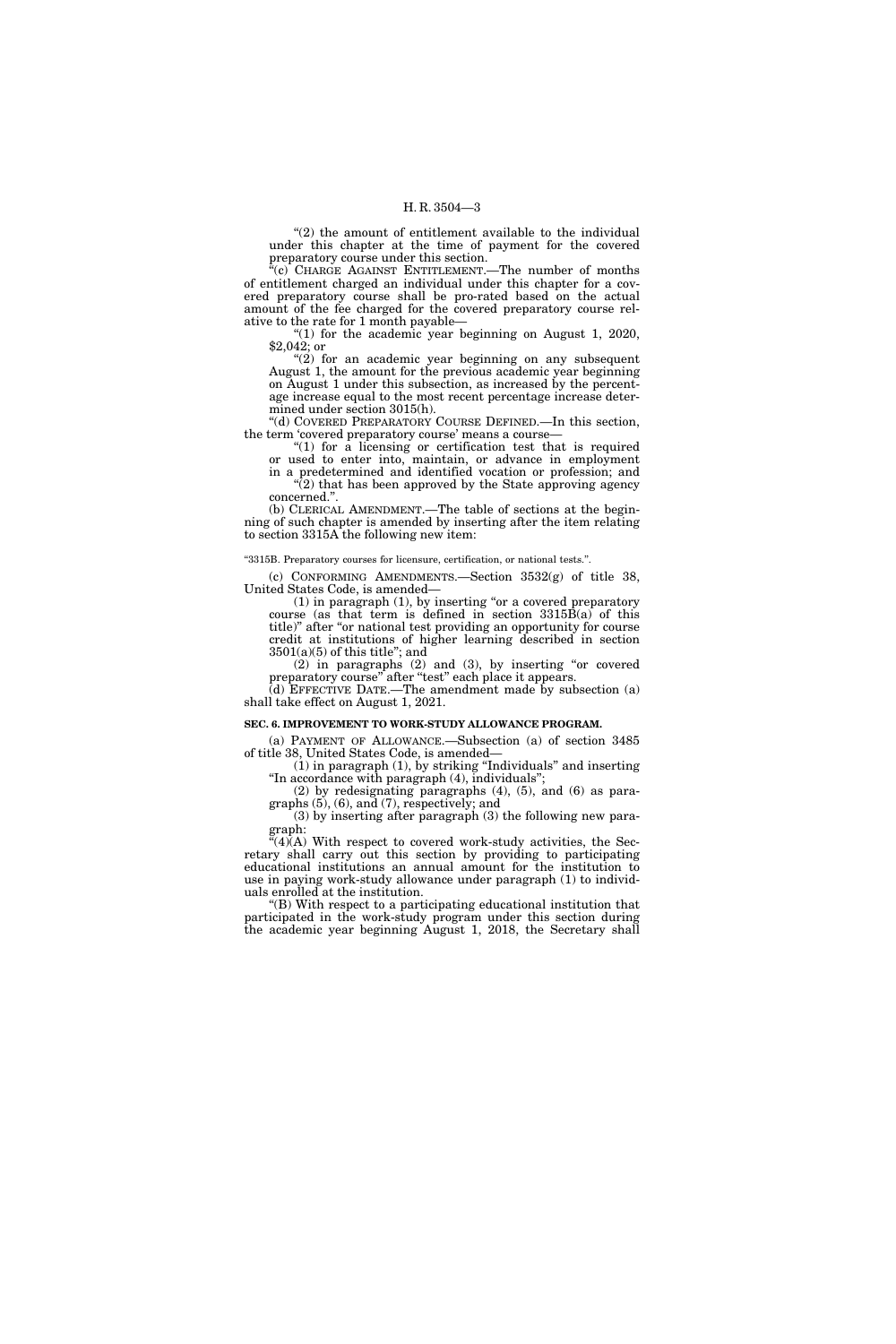"(2) the amount of entitlement available to the individual under this chapter at the time of payment for the covered preparatory course under this section.

"(c) CHARGE AGAINST ENTITLEMENT.—The number of months of entitlement charged an individual under this chapter for a covered preparatory course shall be pro-rated based on the actual amount of the fee charged for the covered preparatory course relative to the rate for 1 month payable—

"(1) for the academic year beginning on August 1, 2020, $2,042; or

"(2) for an academic year beginning on any subsequent August 1, the amount for the previous academic year beginning on August 1 under this subsection, as increased by the percentage increase equal to the most recent percentage increase determined under section 3015(h).

"(d) COVERED PREPARATORY COURSE DEFINED.—In this section, the term 'covered preparatory course' means a course—

"(1) for a licensing or certification test that is required or used to enter into, maintain, or advance in employment in a predetermined and identified vocation or profession; and

"(2) that has been approved by the State approving agency concerned.".

(b) CLERICAL AMENDMENT.—The table of sections at the beginning of such chapter is amended by inserting after the item relating to section 3315A the following new item:

"3315B. Preparatory courses for licensure, certification, or national tests.".

(c) CONFORMING AMENDMENTS.—Section 3532(g) of title 38, United States Code, is amended—

(1) in paragraph (1), by inserting "or a covered preparatory course (as that term is defined in section 3315B(a) of this title)" after "or national test providing an opportunity for course credit at institutions of higher learning described in section 3501(a)(5) of this title"; and

(2) in paragraphs (2) and (3), by inserting "or covered preparatory course" after "test" each place it appears.

(d) EFFECTIVE DATE.—The amendment made by subsection (a) shall take effect on August 1, 2021.

**SEC. 6. IMPROVEMENT TO WORK-STUDY ALLOWANCE PROGRAM.**

(a) PAYMENT OF ALLOWANCE.—Subsection (a) of section 3485 of title 38, United States Code, is amended—

(1) in paragraph (1), by striking "Individuals" and inserting "In accordance with paragraph (4), individuals";

(2) by redesignating paragraphs (4), (5), and (6) as paragraphs (5), (6), and (7), respectively; and

(3) by inserting after paragraph (3) the following new paragraph:

"(4)(A) With respect to covered work-study activities, the Secretary shall carry out this section by providing to participating educational institutions an annual amount for the institution to use in paying work-study allowance under paragraph (1) to individuals enrolled at the institution.

"(B) With respect to a participating educational institution that participated in the work-study program under this section during the academic year beginning August 1, 2018, the Secretary shall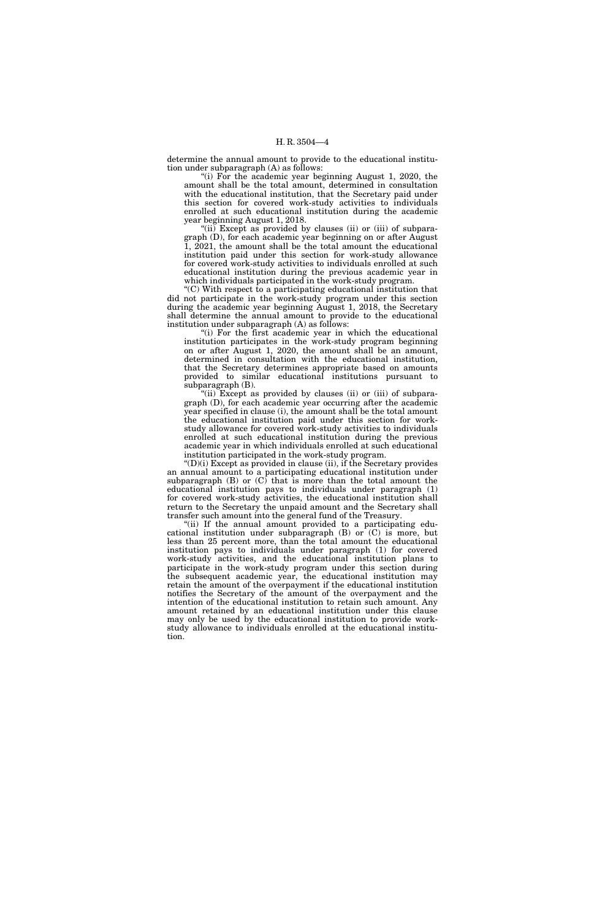determine the annual amount to provide to the educational institution under subparagraph (A) as follows:

"(i) For the academic year beginning August 1, 2020, the amount shall be the total amount, determined in consultation with the educational institution, that the Secretary paid under this section for covered work-study activities to individuals enrolled at such educational institution during the academic year beginning August 1, 2018.

"(ii) Except as provided by clauses (ii) or (iii) of subparagraph (D), for each academic year beginning on or after August 1, 2021, the amount shall be the total amount the educational institution paid under this section for work-study allowance for covered work-study activities to individuals enrolled at such educational institution during the previous academic year in which individuals participated in the work-study program.

"(C) With respect to a participating educational institution that did not participate in the work-study program under this section during the academic year beginning August 1, 2018, the Secretary shall determine the annual amount to provide to the educational institution under subparagraph (A) as follows:

"(i) For the first academic year in which the educational institution participates in the work-study program beginning on or after August 1, 2020, the amount shall be an amount, determined in consultation with the educational institution, that the Secretary determines appropriate based on amounts provided to similar educational institutions pursuant to subparagraph (B).

"(ii) Except as provided by clauses (ii) or (iii) of subparagraph (D), for each academic year occurring after the academic year specified in clause (i), the amount shall be the total amount the educational institution paid under this section for work-study allowance for covered work-study activities to individuals enrolled at such educational institution during the previous academic year in which individuals enrolled at such educational institution participated in the work-study program.

"(D)(i) Except as provided in clause (ii), if the Secretary provides an annual amount to a participating educational institution under subparagraph (B) or (C) that is more than the total amount the educational institution pays to individuals under paragraph (1) for covered work-study activities, the educational institution shall return to the Secretary the unpaid amount and the Secretary shall transfer such amount into the general fund of the Treasury.

"(ii) If the annual amount provided to a participating educational institution under subparagraph (B) or (C) is more, but less than 25 percent more, than the total amount the educational institution pays to individuals under paragraph (1) for covered work-study activities, and the educational institution plans to participate in the work-study program under this section during the subsequent academic year, the educational institution may retain the amount of the overpayment if the educational institution notifies the Secretary of the amount of the overpayment and the intention of the educational institution to retain such amount. Any amount retained by an educational institution under this clause may only be used by the educational institution to provide work-study allowance to individuals enrolled at the educational institution.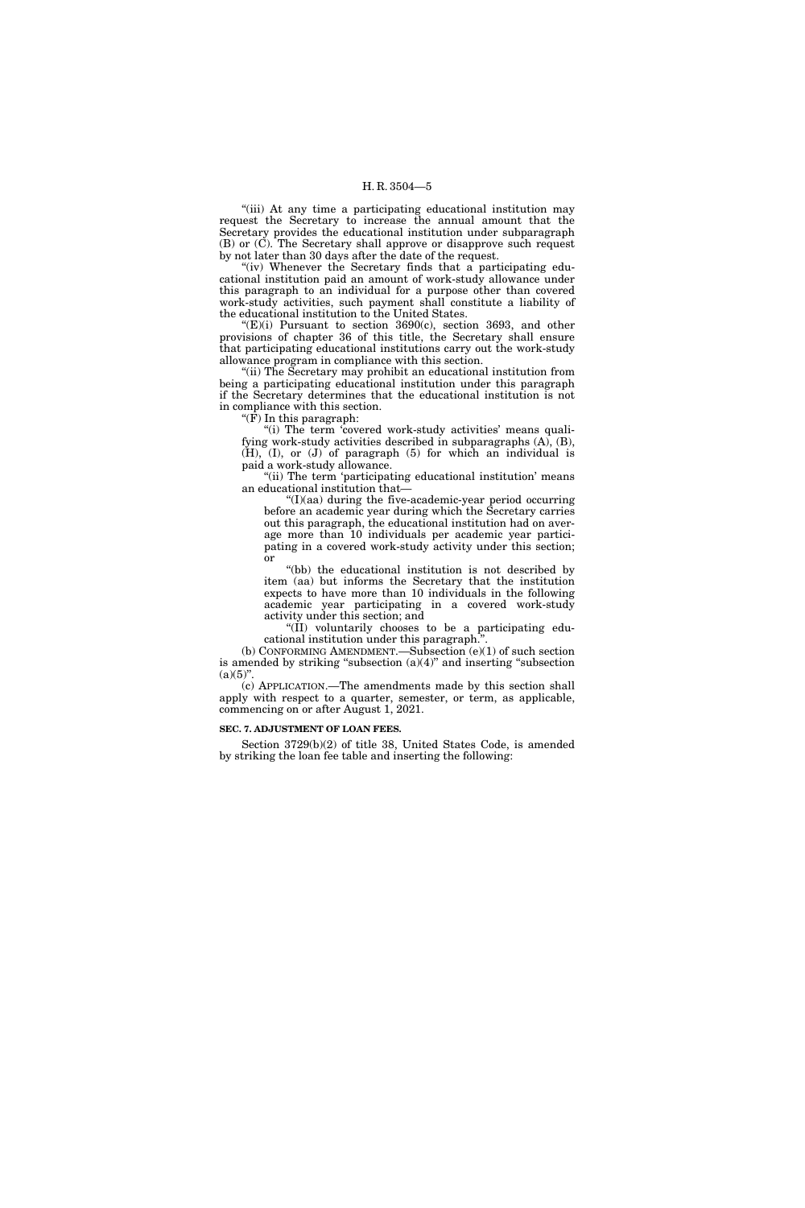"(iii) At any time a participating educational institution may request the Secretary to increase the annual amount that the Secretary provides the educational institution under subparagraph (B) or (C). The Secretary shall approve or disapprove such request by not later than 30 days after the date of the request.

"(iv) Whenever the Secretary finds that a participating educational institution paid an amount of work-study allowance under this paragraph to an individual for a purpose other than covered work-study activities, such payment shall constitute a liability of the educational institution to the United States.

"(E)(i) Pursuant to section 3690(c), section 3693, and other provisions of chapter 36 of this title, the Secretary shall ensure that participating educational institutions carry out the work-study allowance program in compliance with this section.

"(ii) The Secretary may prohibit an educational institution from being a participating educational institution under this paragraph if the Secretary determines that the educational institution is not in compliance with this section.

"(F) In this paragraph:

"(i) The term 'covered work-study activities' means qualifying work-study activities described in subparagraphs (A), (B), (H), (I), or (J) of paragraph (5) for which an individual is paid a work-study allowance.

"(ii) The term 'participating educational institution' means an educational institution that—

"(I)(aa) during the five-academic-year period occurring before an academic year during which the Secretary carries out this paragraph, the educational institution had on average more than 10 individuals per academic year participating in a covered work-study activity under this section; or

"(bb) the educational institution is not described by item (aa) but informs the Secretary that the institution expects to have more than 10 individuals in the following academic year participating in a covered work-study activity under this section; and

"(II) voluntarily chooses to be a participating educational institution under this paragraph.".

(b) CONFORMING AMENDMENT.—Subsection (e)(1) of such section is amended by striking "subsection (a)(4)" and inserting "subsection (a)(5)".

(c) APPLICATION.—The amendments made by this section shall apply with respect to a quarter, semester, or term, as applicable, commencing on or after August 1, 2021.

**SEC. 7. ADJUSTMENT OF LOAN FEES.**

Section 3729(b)(2) of title 38, United States Code, is amended by striking the loan fee table and inserting the following: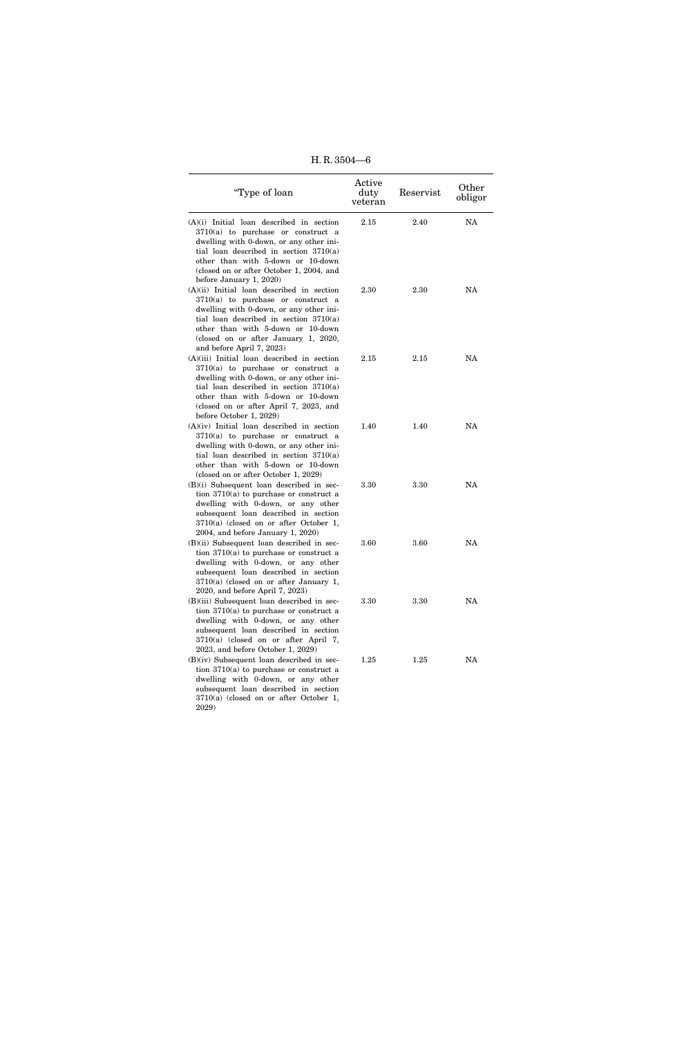| “Type of loan | Active duty veteran | Reservist | Other obligor |
|---|---|---|---|
| (A)(i) Initial loan described in section 3710(a) to purchase or construct a dwelling with 0-down, or any other initial loan described in section 3710(a) other than with 5-down or 10-down (closed on or after October 1, 2004, and before January 1, 2020) | 2.15 | 2.40 | NA |
| (A)(ii) Initial loan described in section 3710(a) to purchase or construct a dwelling with 0-down, or any other initial loan described in section 3710(a) other than with 5-down or 10-down (closed on or after January 1, 2020, and before April 7, 2023) | 2.30 | 2.30 | NA |
| (A)(iii) Initial loan described in section 3710(a) to purchase or construct a dwelling with 0-down, or any other initial loan described in section 3710(a) other than with 5-down or 10-down (closed on or after April 7, 2023, and before October 1, 2029) | 2.15 | 2.15 | NA |
| (A)(iv) Initial loan described in section 3710(a) to purchase or construct a dwelling with 0-down, or any other initial loan described in section 3710(a) other than with 5-down or 10-down (closed on or after October 1, 2029) | 1.40 | 1.40 | NA |
| (B)(i) Subsequent loan described in section 3710(a) to purchase or construct a dwelling with 0-down, or any other subsequent loan described in section 3710(a) (closed on or after October 1, 2004, and before January 1, 2020) | 3.30 | 3.30 | NA |
| (B)(ii) Subsequent loan described in section 3710(a) to purchase or construct a dwelling with 0-down, or any other subsequent loan described in section 3710(a) (closed on or after January 1, 2020, and before April 7, 2023) | 3.60 | 3.60 | NA |
| (B)(iii) Subsequent loan described in section 3710(a) to purchase or construct a dwelling with 0-down, or any other subsequent loan described in section 3710(a) (closed on or after April 7, 2023, and before October 1, 2029) | 3.30 | 3.30 | NA |
| (B)(iv) Subsequent loan described in section 3710(a) to purchase or construct a dwelling with 0-down, or any other subsequent loan described in section 3710(a) (closed on or after October 1, 2029) | 1.25 | 1.25 | NA |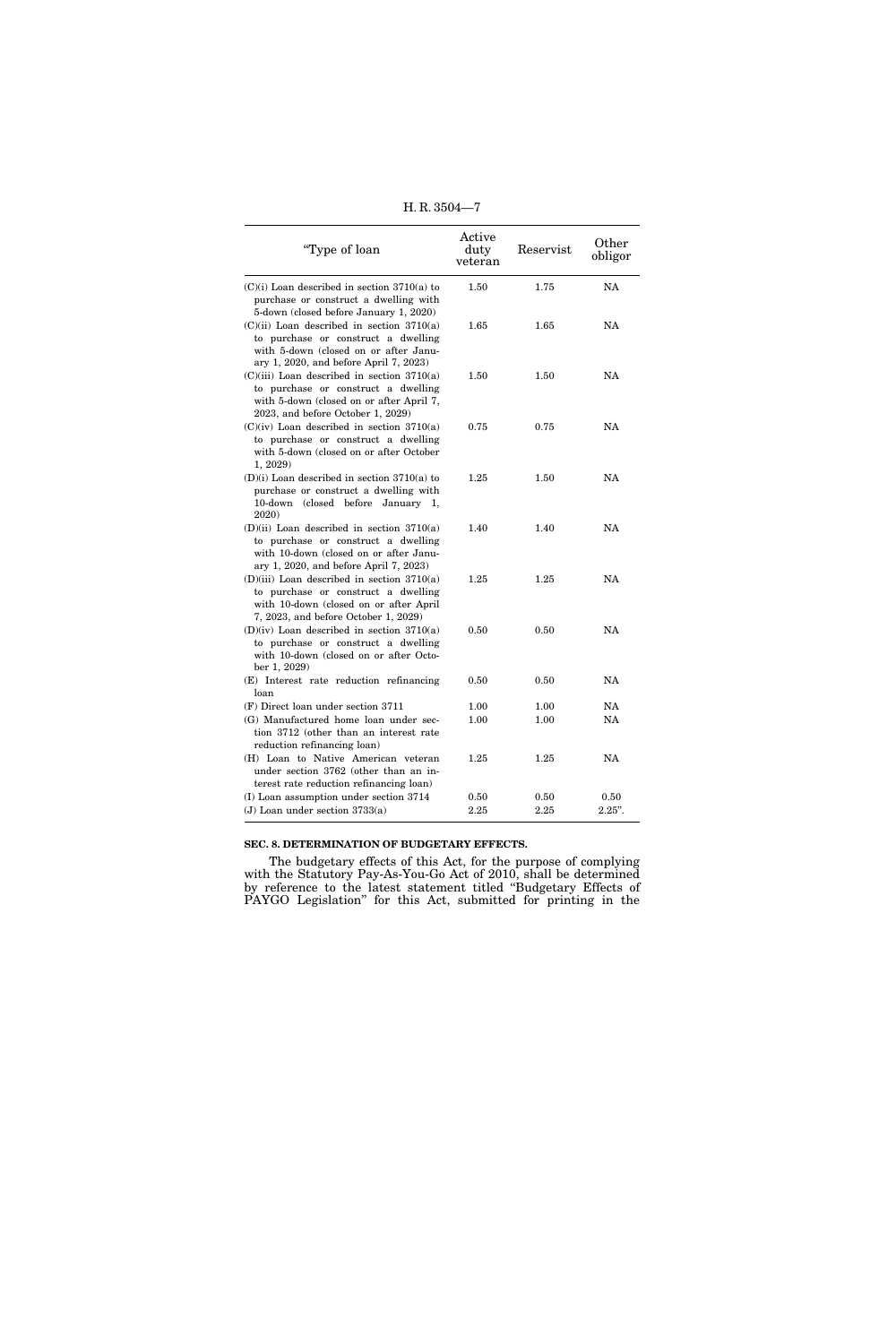| “Type of loan | Active duty veteran | Reservist | Other obligor |
|---|---|---|---|
| (C)(i) Loan described in section 3710(a) to purchase or construct a dwelling with 5-down (closed before January 1, 2020) | 1.50 | 1.75 | NA |
| (C)(ii) Loan described in section 3710(a) to purchase or construct a dwelling with 5-down (closed on or after January 1, 2020, and before April 7, 2023) | 1.65 | 1.65 | NA |
| (C)(iii) Loan described in section 3710(a) to purchase or construct a dwelling with 5-down (closed on or after April 7, 2023, and before October 1, 2029) | 1.50 | 1.50 | NA |
| (C)(iv) Loan described in section 3710(a) to purchase or construct a dwelling with 5-down (closed on or after October 1, 2029) | 0.75 | 0.75 | NA |
| (D)(i) Loan described in section 3710(a) to purchase or construct a dwelling with 10-down (closed before January 1, 2020) | 1.25 | 1.50 | NA |
| (D)(ii) Loan described in section 3710(a) to purchase or construct a dwelling with 10-down (closed on or after January 1, 2020, and before April 7, 2023) | 1.40 | 1.40 | NA |
| (D)(iii) Loan described in section 3710(a) to purchase or construct a dwelling with 10-down (closed on or after April 7, 2023, and before October 1, 2029) | 1.25 | 1.25 | NA |
| (D)(iv) Loan described in section 3710(a) to purchase or construct a dwelling with 10-down (closed on or after October 1, 2029) | 0.50 | 0.50 | NA |
| (E) Interest rate reduction refinancing loan | 0.50 | 0.50 | NA |
| (F) Direct loan under section 3711 | 1.00 | 1.00 | NA |
| (G) Manufactured home loan under section 3712 (other than an interest rate reduction refinancing loan) | 1.00 | 1.00 | NA |
| (H) Loan to Native American veteran under section 3762 (other than an interest rate reduction refinancing loan) | 1.25 | 1.25 | NA |
| (I) Loan assumption under section 3714 | 0.50 | 0.50 | 0.50 |
| (J) Loan under section 3733(a) | 2.25 | 2.25 | 2.25”. |

**SEC. 8. DETERMINATION OF BUDGETARY EFFECTS.**

The budgetary effects of this Act, for the purpose of complying with the Statutory Pay-As-You-Go Act of 2010, shall be determined by reference to the latest statement titled “Budgetary Effects of PAYGO Legislation” for this Act, submitted for printing in the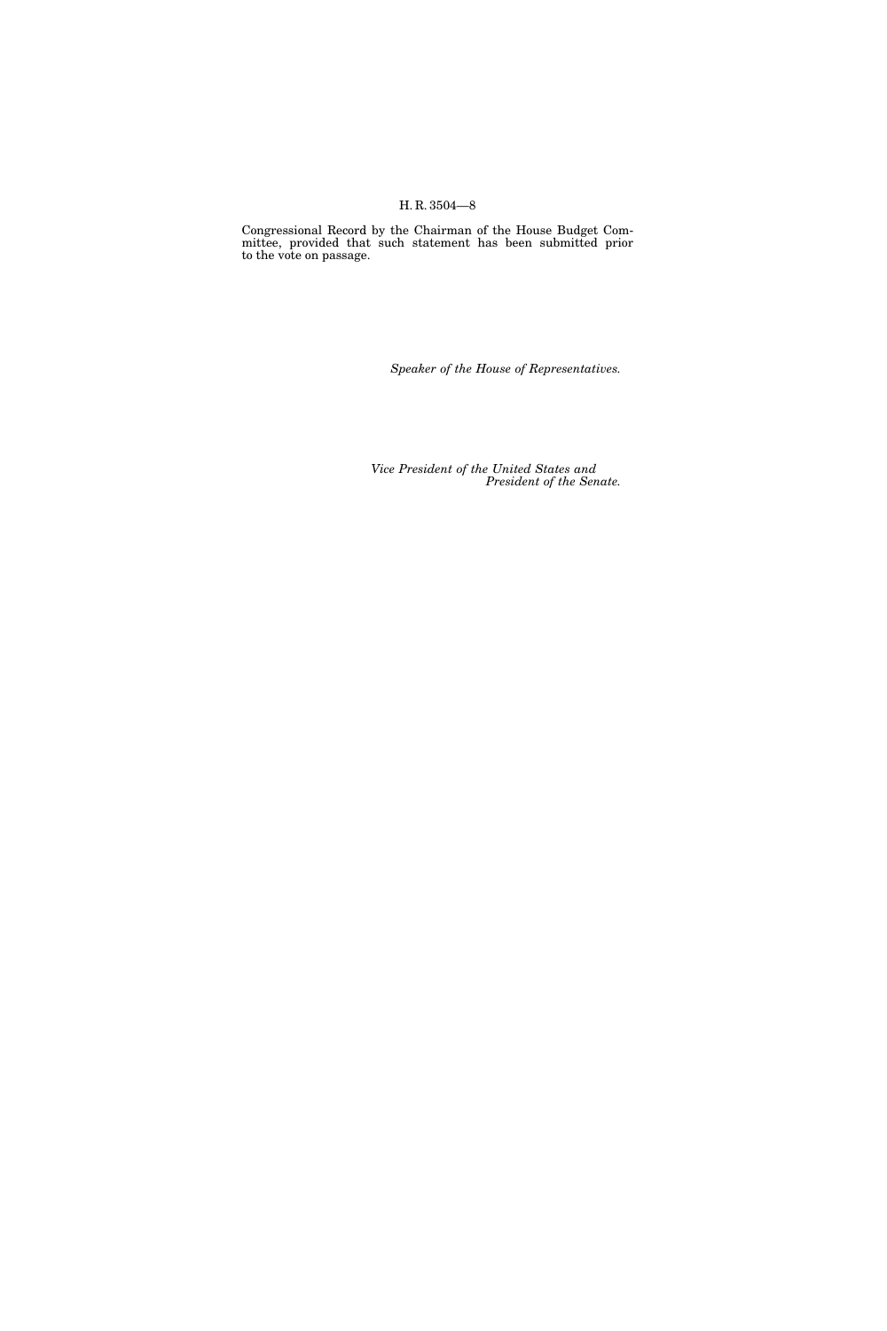Congressional Record by the Chairman of the House Budget Committee, provided that such statement has been submitted prior to the vote on passage.

*Speaker of the House of Representatives.*

*Vice President of the United States and President of the Senate.*